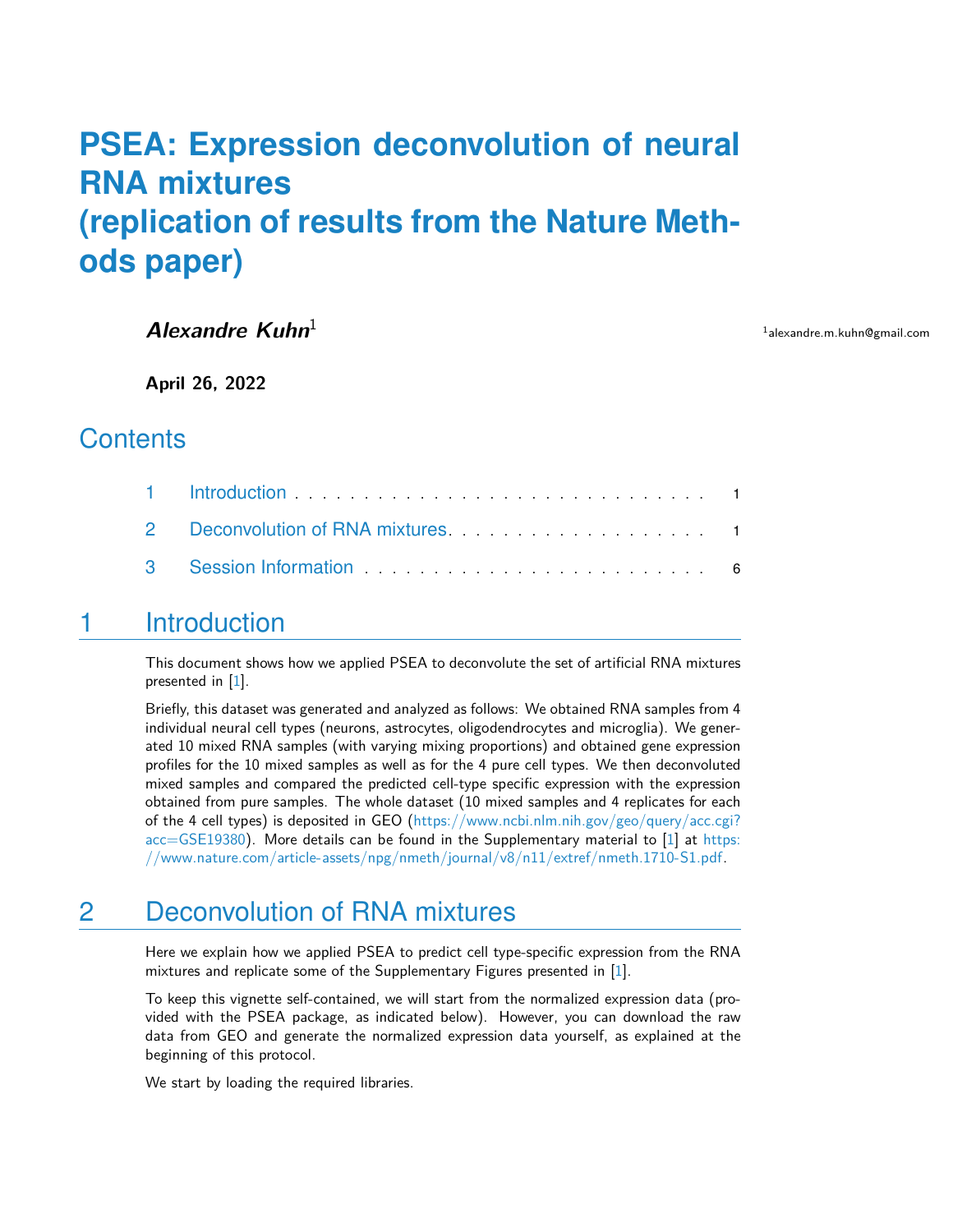# PSEA: Expression deconvolution of neural RNA mixtures (replication of results from the Nature Methods paper)

***Alexandre Kuhn*** [1]

[1] alexandre.m.kuhn@gmail.com

**April 26, 2022**

## Contents

1 Introduction . . . . . . . . . . . . . . . . . . . . . . . . . . . . . . 1

2 Deconvolution of RNA mixtures . . . . . . . . . . . . . . . . . . . . 1

3 Session Information . . . . . . . . . . . . . . . . . . . . . . . . . 6

## 1 Introduction

This document shows how we applied PSEA to deconvolute the set of artificial RNA mixtures presented in [1].

Briefly, this dataset was generated and analyzed as follows: We obtained RNA samples from 4 individual neural cell types (neurons, astrocytes, oligodendrocytes and microglia). We generated 10 mixed RNA samples (with varying mixing proportions) and obtained gene expression profiles for the 10 mixed samples as well as for the 4 pure cell types. We then deconvoluted mixed samples and compared the predicted cell-type specific expression with the expression obtained from pure samples. The whole dataset (10 mixed samples and 4 replicates for each of the 4 cell types) is deposited in GEO (https://www.ncbi.nlm.nih.gov/geo/query/acc.cgi?acc=GSE19380). More details can be found in the Supplementary material to [1] at https://www.nature.com/article-assets/npg/nmeth/journal/v8/n11/extref/nmeth.1710-S1.pdf.

## 2 Deconvolution of RNA mixtures

Here we explain how we applied PSEA to predict cell type-specific expression from the RNA mixtures and replicate some of the Supplementary Figures presented in [1].

To keep this vignette self-contained, we will start from the normalized expression data (provided with the PSEA package, as indicated below). However, you can download the raw data from GEO and generate the normalized expression data yourself, as explained at the beginning of this protocol.

We start by loading the required libraries.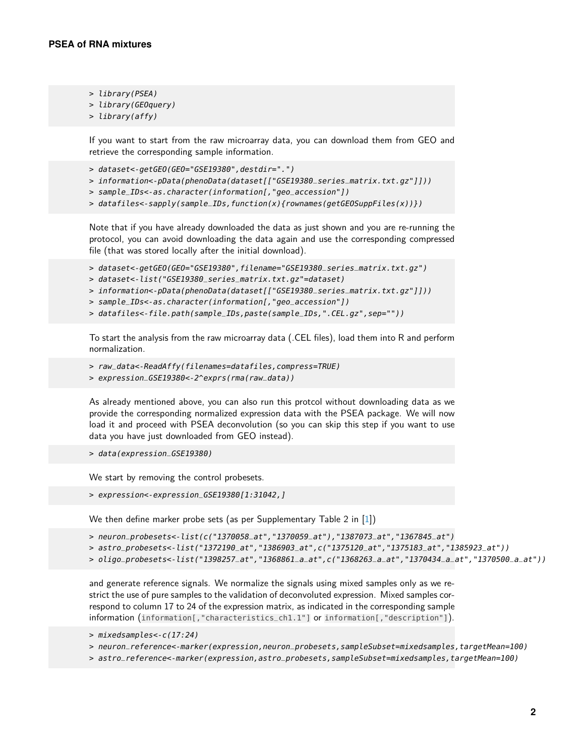```
> library(PSEA)
> library(GEOquery)
> library(affy)
```

If you want to start from the raw microarray data, you can download them from GEO and retrieve the corresponding sample information.

```
> dataset<-getGEO(GEO="GSE19380",destdir=".")
> information<-pData(phenoData(dataset[["GSE19380_series_matrix.txt.gz"]]))
> sample_IDs<-as.character(information[,"geo_accession"])
> datafiles<-sapply(sample_IDs,function(x){rownames(getGEOSuppFiles(x))})
```

Note that if you have already downloaded the data as just shown and you are re-running the protocol, you can avoid downloading the data again and use the corresponding compressed file (that was stored locally after the initial download).

```
> dataset<-getGEO(GEO="GSE19380",filename="GSE19380_series_matrix.txt.gz")
> dataset<-list("GSE19380_series_matrix.txt.gz"=dataset)
> information<-pData(phenoData(dataset[["GSE19380_series_matrix.txt.gz"]]))
> sample_IDs<-as.character(information[,"geo_accession"])
> datafiles<-file.path(sample_IDs,paste(sample_IDs,".CEL.gz",sep=""))
```

To start the analysis from the raw microarray data (.CEL files), load them into R and perform normalization.

```
> raw_data<-ReadAffy(filenames=datafiles,compress=TRUE)
> expression_GSE19380<-2^exprs(rma(raw_data))
```

As already mentioned above, you can also run this protcol without downloading data as we provide the corresponding normalized expression data with the PSEA package. We will now load it and proceed with PSEA deconvolution (so you can skip this step if you want to use data you have just downloaded from GEO instead).

```
> data(expression_GSE19380)
```

We start by removing the control probesets.

```
> expression<-expression_GSE19380[1:31042,]
```

We then define marker probe sets (as per Supplementary Table 2 in [1])

```
> neuron_probesets<-list(c("1370058_at","1370059_at"),"1387073_at","1367845_at")
> astro_probesets<-list("1372190_at","1386903_at",c("1375120_at","1375183_at","1385923_at"))
> oligo_probesets<-list("1398257_at","1368861_a_at",c("1368263_a_at","1370434_a_at","1370500_a_at"))
```

and generate reference signals. We normalize the signals using mixed samples only as we restrict the use of pure samples to the validation of deconvoluted expression. Mixed samples correspond to column 17 to 24 of the expression matrix, as indicated in the corresponding sample information (`information[,"characteristics_ch1.1"]` or `information[,"description"]`).

```
> mixedsamples<-c(17:24)
> neuron_reference<-marker(expression,neuron_probesets,sampleSubset=mixedsamples,targetMean=100)
> astro_reference<-marker(expression,astro_probesets,sampleSubset=mixedsamples,targetMean=100)
```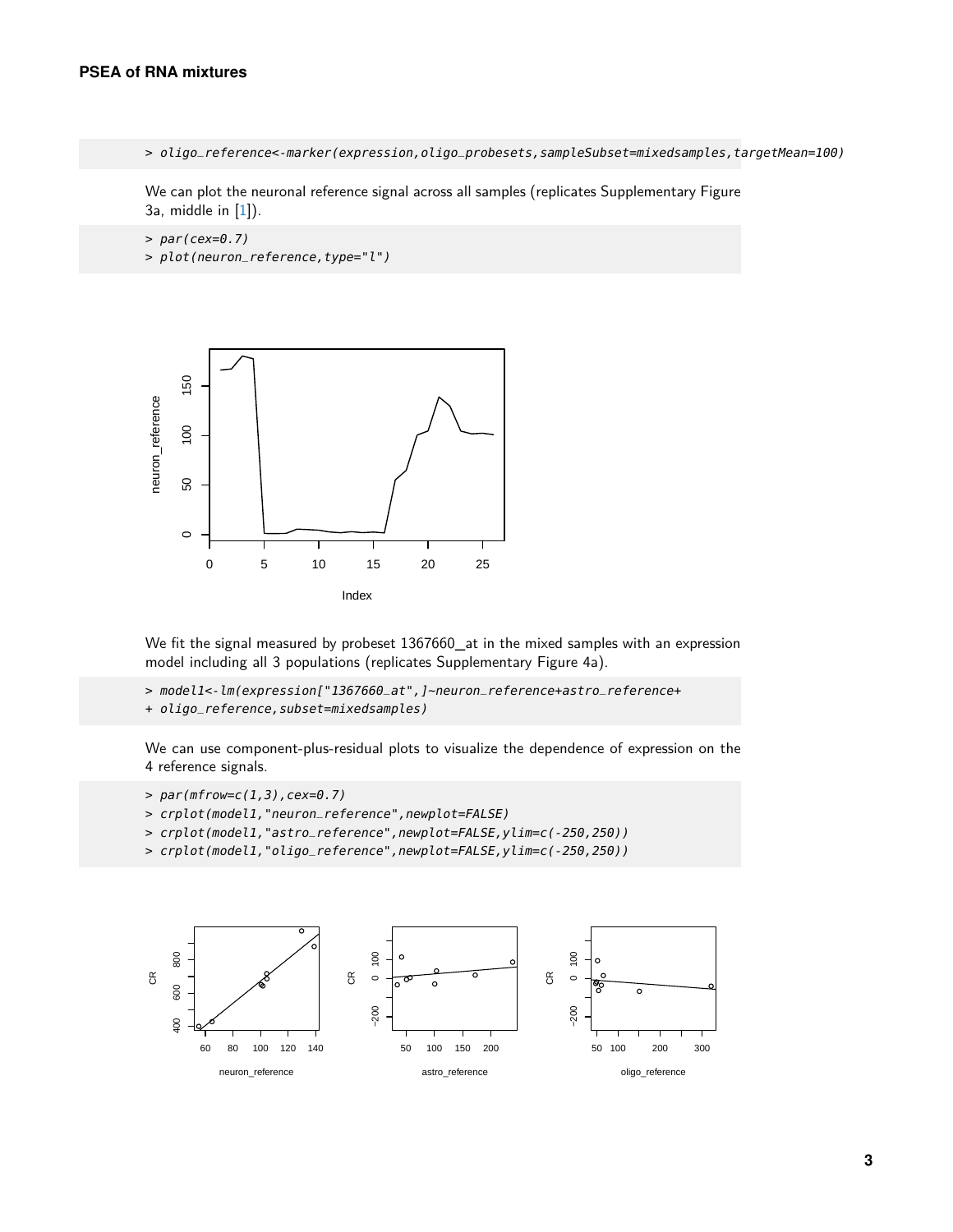```
> oligo_reference<-marker(expression,oligo_probesets,sampleSubset=mixedsamples,targetMean=100)
```

We can plot the neuronal reference signal across all samples (replicates Supplementary Figure 3a, middle in [1]).

```
> par(cex=0.7)
> plot(neuron_reference,type="l")
```

We fit the signal measured by probeset 1367660_at in the mixed samples with an expression model including all 3 populations (replicates Supplementary Figure 4a).

```
> model1<-lm(expression["1367660_at",]~neuron_reference+astro_reference+
+ oligo_reference,subset=mixedsamples)
```

We can use component-plus-residual plots to visualize the dependence of expression on the 4 reference signals.

```
> par(mfrow=c(1,3),cex=0.7)
> crplot(model1,"neuron_reference",newplot=FALSE)
> crplot(model1,"astro_reference",newplot=FALSE,ylim=c(-250,250))
> crplot(model1,"oligo_reference",newplot=FALSE,ylim=c(-250,250))
```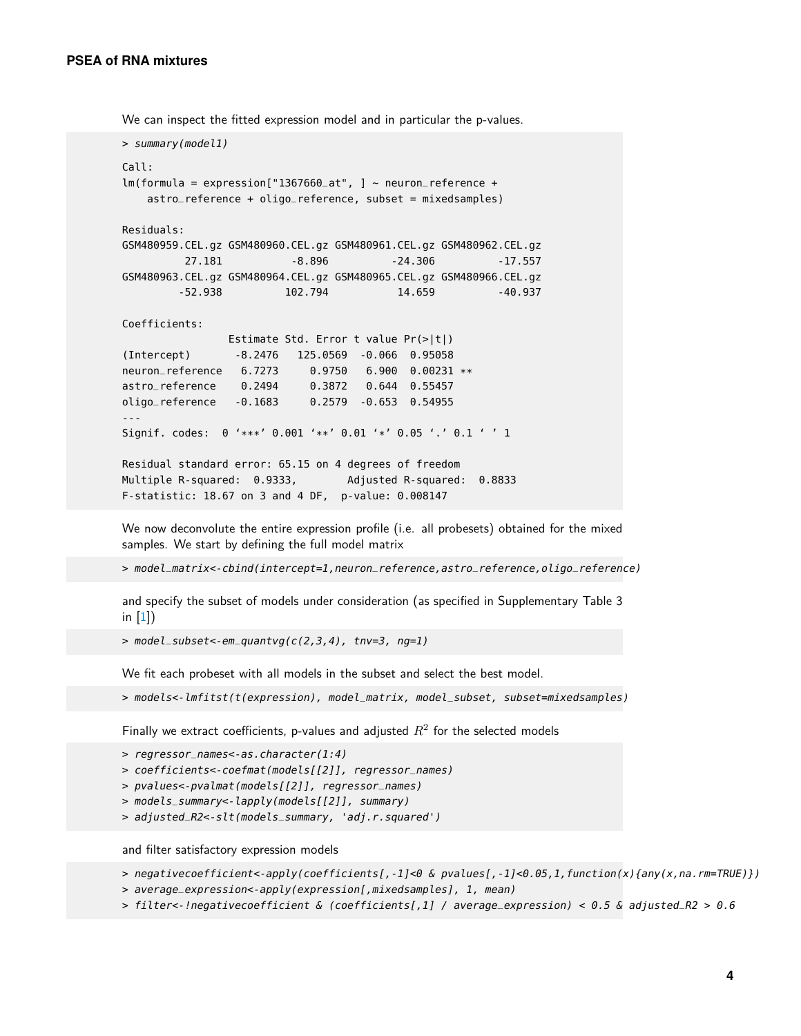We can inspect the fitted expression model and in particular the p-values.

```
> summary(model1)

Call:
lm(formula = expression["1367660_at", ] ~ neuron_reference +
    astro_reference + oligo_reference, subset = mixedsamples)

Residuals:
GSM480959.CEL.gz GSM480960.CEL.gz GSM480961.CEL.gz GSM480962.CEL.gz
          27.181           -8.896          -24.306          -17.557
GSM480963.CEL.gz GSM480964.CEL.gz GSM480965.CEL.gz GSM480966.CEL.gz
         -52.938          102.794           14.659          -40.937

Coefficients:
                 Estimate Std. Error t value Pr(>|t|)
(Intercept)       -8.2476   125.0569  -0.066  0.95058
neuron_reference   6.7273     0.9750   6.900  0.00231 **
astro_reference    0.2494     0.3872   0.644  0.55457
oligo_reference   -0.1683     0.2579  -0.653  0.54955
---
Signif. codes:  0 '***' 0.001 '**' 0.01 '*' 0.05 '.' 0.1 ' ' 1

Residual standard error: 65.15 on 4 degrees of freedom
Multiple R-squared:  0.9333,	Adjusted R-squared:  0.8833
F-statistic: 18.67 on 3 and 4 DF,  p-value: 0.008147
```

We now deconvolute the entire expression profile (i.e. all probesets) obtained for the mixed samples. We start by defining the full model matrix

```
> model_matrix<-cbind(intercept=1,neuron_reference,astro_reference,oligo_reference)
```

and specify the subset of models under consideration (as specified in Supplementary Table 3 in [1])

```
> model_subset<-em_quantvg(c(2,3,4), tnv=3, ng=1)
```

We fit each probeset with all models in the subset and select the best model.

```
> models<-lmfitst(t(expression), model_matrix, model_subset, subset=mixedsamples)
```

Finally we extract coefficients, p-values and adjusted $R^2$ for the selected models

```
> regressor_names<-as.character(1:4)
> coefficients<-coefmat(models[[2]], regressor_names)
> pvalues<-pvalmat(models[[2]], regressor_names)
> models_summary<-lapply(models[[2]], summary)
> adjusted_R2<-slt(models_summary, 'adj.r.squared')
```

and filter satisfactory expression models

```
> negativecoefficient<-apply(coefficients[,-1]<0 & pvalues[,-1]<0.05,1,function(x){any(x,na.rm=TRUE)})
> average_expression<-apply(expression[,mixedsamples], 1, mean)
> filter<-!negativecoefficient & (coefficients[,1] / average_expression) < 0.5 & adjusted_R2 > 0.6
```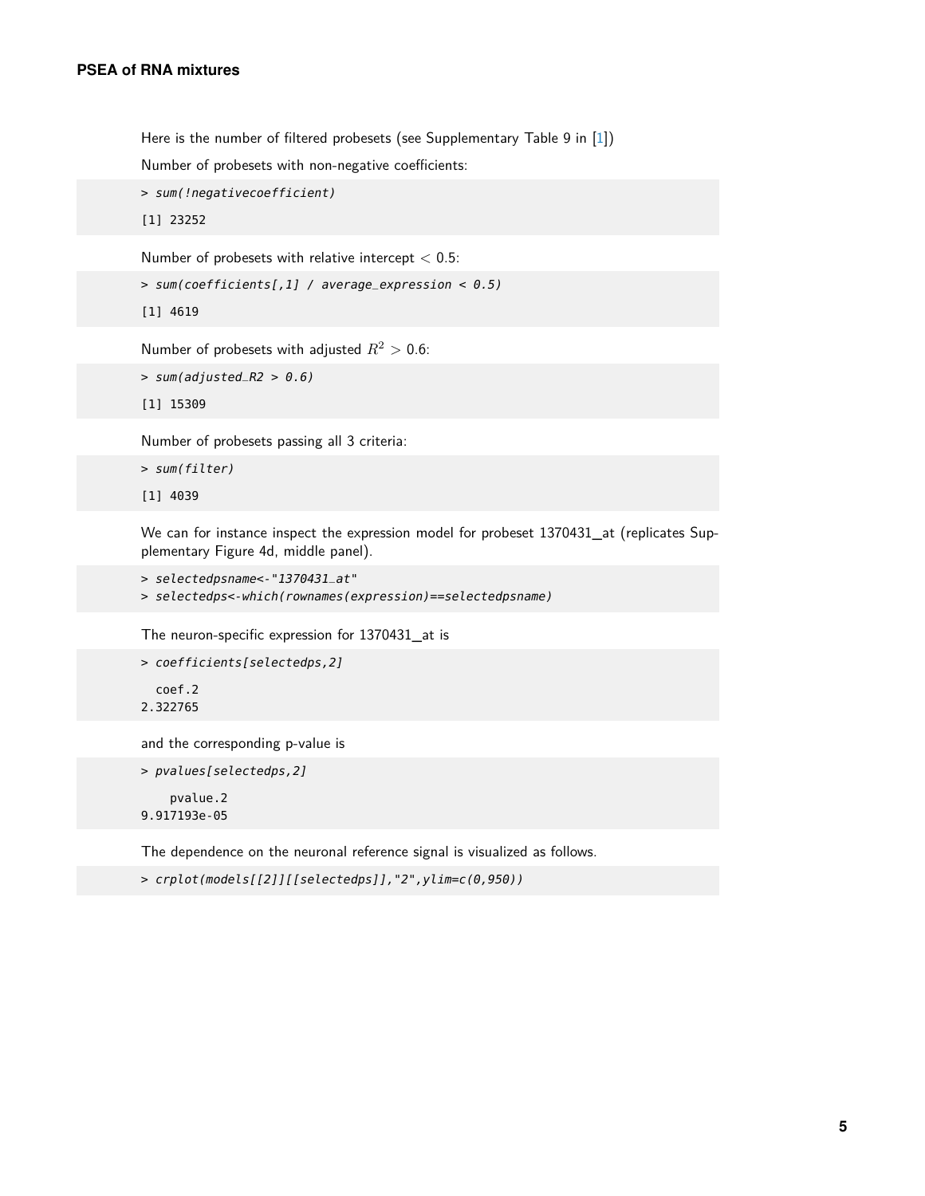Here is the number of filtered probesets (see Supplementary Table 9 in [1])

Number of probesets with non-negative coefficients:

```
> sum(!negativecoefficient)
[1] 23252
```

Number of probesets with relative intercept $< 0.5$:

```
> sum(coefficients[,1] / average_expression < 0.5)
[1] 4619
```

Number of probesets with adjusted $R^2 > 0.6$:

```
> sum(adjusted_R2 > 0.6)
[1] 15309
```

Number of probesets passing all 3 criteria:

```
> sum(filter)
[1] 4039
```

We can for instance inspect the expression model for probeset 1370431_at (replicates Supplementary Figure 4d, middle panel).

```
> selectedpsname<-"1370431_at"
> selectedps<-which(rownames(expression)==selectedpsname)
```

The neuron-specific expression for 1370431_at is

```
> coefficients[selectedps,2]
  coef.2
2.322765
```

and the corresponding p-value is

```
> pvalues[selectedps,2]
    pvalue.2
9.917193e-05
```

The dependence on the neuronal reference signal is visualized as follows.

```
> crplot(models[[2]][[selectedps]],"2",ylim=c(0,950))
```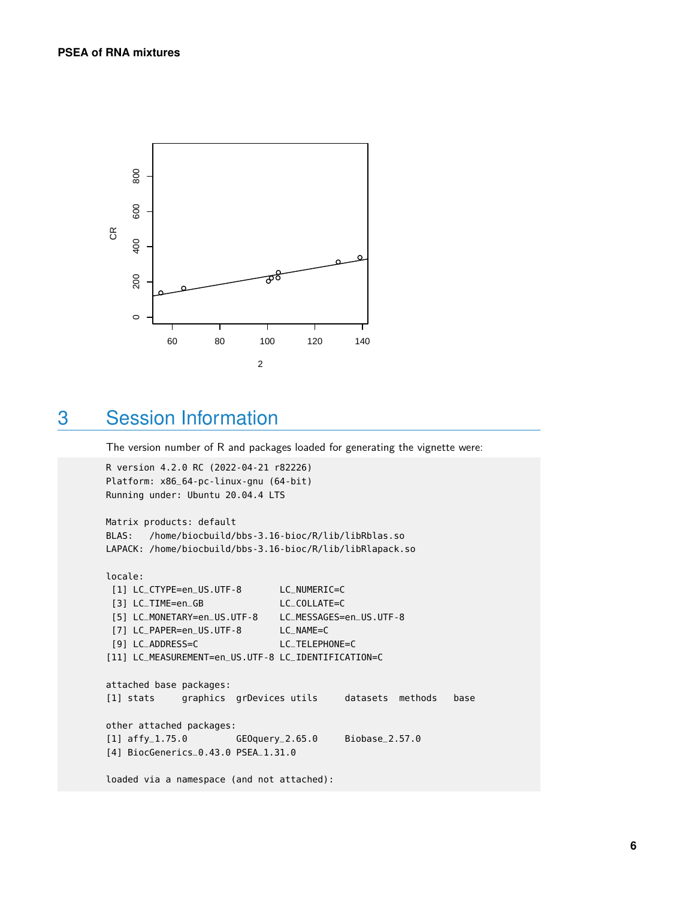## 3 Session Information

The version number of R and packages loaded for generating the vignette were:

```
R version 4.2.0 RC (2022-04-21 r82226)
Platform: x86_64-pc-linux-gnu (64-bit)
Running under: Ubuntu 20.04.4 LTS

Matrix products: default
BLAS:   /home/biocbuild/bbs-3.16-bioc/R/lib/libRblas.so
LAPACK: /home/biocbuild/bbs-3.16-bioc/R/lib/libRlapack.so

locale:
 [1] LC_CTYPE=en_US.UTF-8       LC_NUMERIC=C
 [3] LC_TIME=en_GB              LC_COLLATE=C
 [5] LC_MONETARY=en_US.UTF-8    LC_MESSAGES=en_US.UTF-8
 [7] LC_PAPER=en_US.UTF-8       LC_NAME=C
 [9] LC_ADDRESS=C               LC_TELEPHONE=C
[11] LC_MEASUREMENT=en_US.UTF-8 LC_IDENTIFICATION=C

attached base packages:
[1] stats     graphics  grDevices utils     datasets  methods   base

other attached packages:
[1] affy_1.75.0         GEOquery_2.65.0     Biobase_2.57.0
[4] BiocGenerics_0.43.0 PSEA_1.31.0

loaded via a namespace (and not attached):
```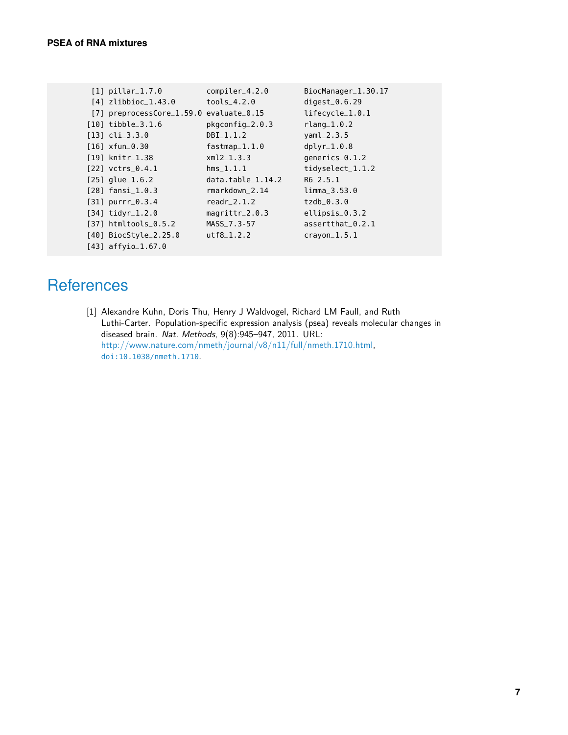```
 [1] pillar_1.7.0          compiler_4.2.0        BiocManager_1.30.17
 [4] zlibbioc_1.43.0       tools_4.2.0           digest_0.6.29
 [7] preprocessCore_1.59.0 evaluate_0.15         lifecycle_1.0.1
[10] tibble_3.1.6          pkgconfig_2.0.3       rlang_1.0.2
[13] cli_3.3.0             DBI_1.1.2             yaml_2.3.5
[16] xfun_0.30             fastmap_1.1.0         dplyr_1.0.8
[19] knitr_1.38            xml2_1.3.3            generics_0.1.2
[22] vctrs_0.4.1           hms_1.1.1             tidyselect_1.1.2
[25] glue_1.6.2            data.table_1.14.2     R6_2.5.1
[28] fansi_1.0.3           rmarkdown_2.14        limma_3.53.0
[31] purrr_0.3.4           readr_2.1.2           tzdb_0.3.0
[34] tidyr_1.2.0           magrittr_2.0.3        ellipsis_0.3.2
[37] htmltools_0.5.2       MASS_7.3-57           assertthat_0.2.1
[40] BiocStyle_2.25.0      utf8_1.2.2            crayon_1.5.1
[43] affyio_1.67.0
```

# References

[1] Alexandre Kuhn, Doris Thu, Henry J Waldvogel, Richard LM Faull, and Ruth Luthi-Carter. Population-specific expression analysis (psea) reveals molecular changes in diseased brain. *Nat. Methods*, 9(8):945–947, 2011. URL: http://www.nature.com/nmeth/journal/v8/n11/full/nmeth.1710.html, doi:10.1038/nmeth.1710.